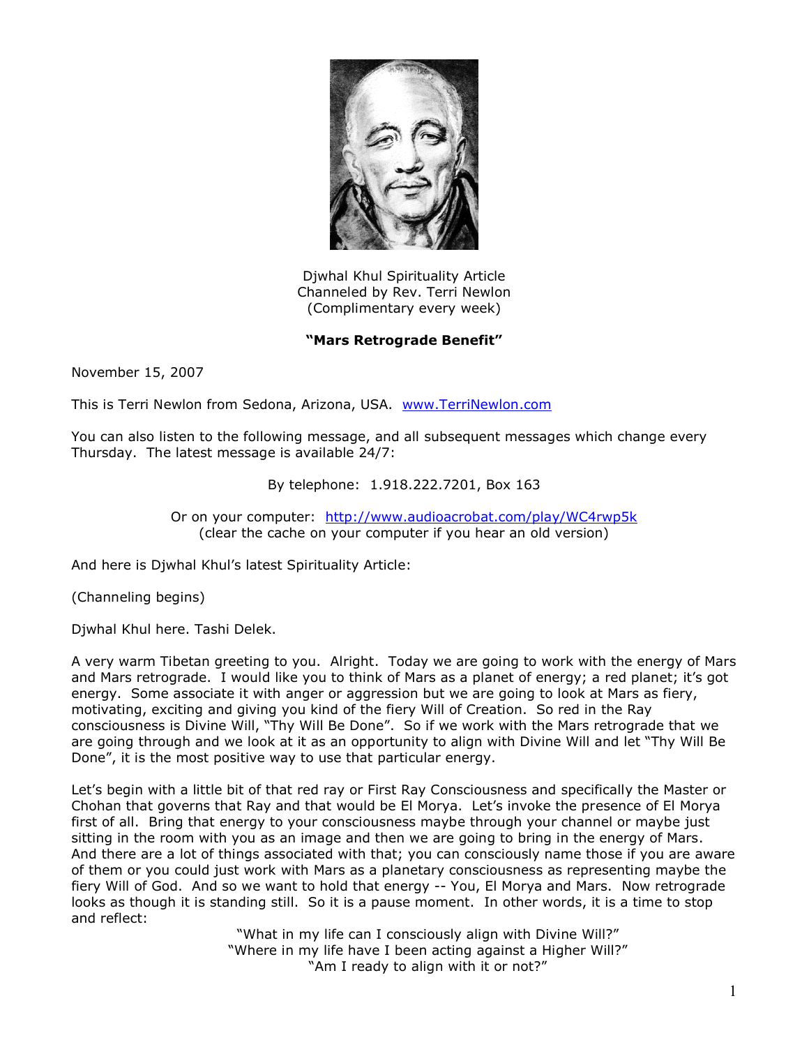Djwhal Khul Spirituality Article
Channeled by Rev. Terri Newlon
(Complimentary every week)

**"Mars Retrograde Benefit"**

November 15, 2007

This is Terri Newlon from Sedona, Arizona, USA. www.TerriNewlon.com

You can also listen to the following message, and all subsequent messages which change every Thursday. The latest message is available 24/7:

By telephone: 1.918.222.7201, Box 163

Or on your computer: http://www.audioacrobat.com/play/WC4rwp5k
(clear the cache on your computer if you hear an old version)

And here is Djwhal Khul's latest Spirituality Article:

(Channeling begins)

Djwhal Khul here. Tashi Delek.

A very warm Tibetan greeting to you. Alright. Today we are going to work with the energy of Mars and Mars retrograde. I would like you to think of Mars as a planet of energy; a red planet; it's got energy. Some associate it with anger or aggression but we are going to look at Mars as fiery, motivating, exciting and giving you kind of the fiery Will of Creation. So red in the Ray consciousness is Divine Will, "Thy Will Be Done". So if we work with the Mars retrograde that we are going through and we look at it as an opportunity to align with Divine Will and let "Thy Will Be Done", it is the most positive way to use that particular energy.

Let's begin with a little bit of that red ray or First Ray Consciousness and specifically the Master or Chohan that governs that Ray and that would be El Morya. Let's invoke the presence of El Morya first of all. Bring that energy to your consciousness maybe through your channel or maybe just sitting in the room with you as an image and then we are going to bring in the energy of Mars. And there are a lot of things associated with that; you can consciously name those if you are aware of them or you could just work with Mars as a planetary consciousness as representing maybe the fiery Will of God. And so we want to hold that energy -- You, El Morya and Mars. Now retrograde looks as though it is standing still. So it is a pause moment. In other words, it is a time to stop and reflect:

"What in my life can I consciously align with Divine Will?"
"Where in my life have I been acting against a Higher Will?"
"Am I ready to align with it or not?"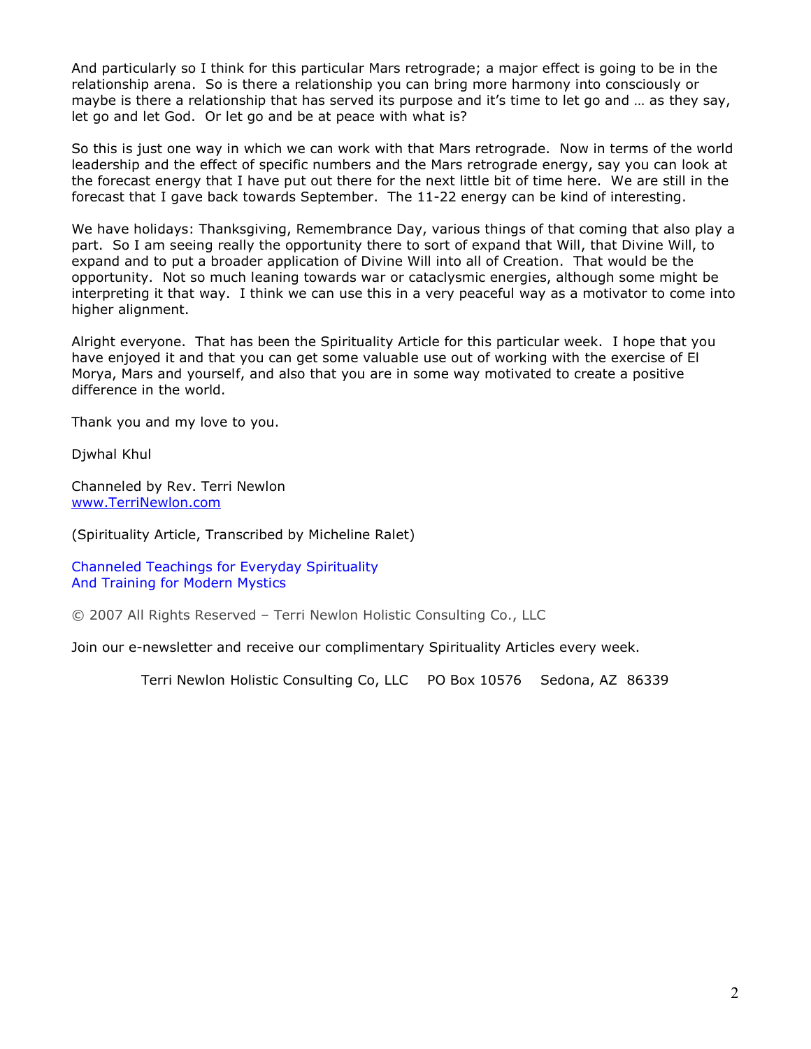And particularly so I think for this particular Mars retrograde; a major effect is going to be in the relationship arena. So is there a relationship you can bring more harmony into consciously or maybe is there a relationship that has served its purpose and it's time to let go and … as they say, let go and let God. Or let go and be at peace with what is?

So this is just one way in which we can work with that Mars retrograde. Now in terms of the world leadership and the effect of specific numbers and the Mars retrograde energy, say you can look at the forecast energy that I have put out there for the next little bit of time here. We are still in the forecast that I gave back towards September. The 11-22 energy can be kind of interesting.

We have holidays: Thanksgiving, Remembrance Day, various things of that coming that also play a part. So I am seeing really the opportunity there to sort of expand that Will, that Divine Will, to expand and to put a broader application of Divine Will into all of Creation. That would be the opportunity. Not so much leaning towards war or cataclysmic energies, although some might be interpreting it that way. I think we can use this in a very peaceful way as a motivator to come into higher alignment.

Alright everyone. That has been the Spirituality Article for this particular week. I hope that you have enjoyed it and that you can get some valuable use out of working with the exercise of El Morya, Mars and yourself, and also that you are in some way motivated to create a positive difference in the world.

Thank you and my love to you.

Djwhal Khul

Channeled by Rev. Terri Newlon
[www.TerriNewlon.com](http://www.TerriNewlon.com)

(Spirituality Article, Transcribed by Micheline Ralet)

Channeled Teachings for Everyday Spirituality
And Training for Modern Mystics

© 2007 All Rights Reserved – Terri Newlon Holistic Consulting Co., LLC

Join our e-newsletter and receive our complimentary Spirituality Articles every week.

Terri Newlon Holistic Consulting Co, LLC    PO Box 10576    Sedona, AZ  86339